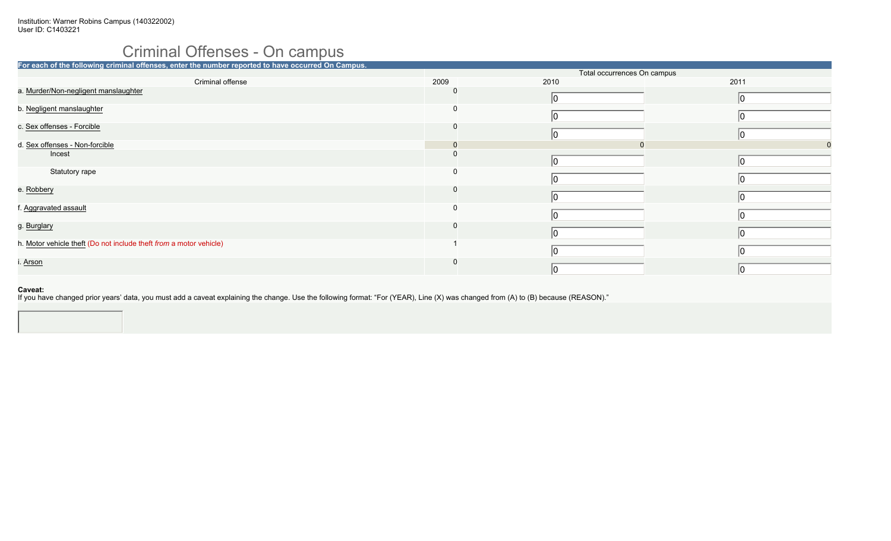Institution: Warner Robins Campus (140322002)
User ID: C1403221

# Criminal Offenses - On campus

**For each of the following criminal offenses, enter the number reported to have occurred On Campus.**

| Criminal offense | Total occurrences On campus | | |
|---|---|---|---|
| | 2009 | 2010 | 2011 |
| a. Murder/Non-negligent manslaughter | 0 | 0 | 0 |
| b. Negligent manslaughter | 0 | 0 | 0 |
| c. Sex offenses - Forcible | 0 | 0 | 0 |
| d. Sex offenses - Non-forcible | 0 | 0 | 0 |
| Incest | 0 | 0 | 0 |
| Statutory rape | 0 | 0 | 0 |
| e. Robbery | 0 | 0 | 0 |
| f. Aggravated assault | 0 | 0 | 0 |
| g. Burglary | 0 | 0 | 0 |
| h. Motor vehicle theft (Do not include theft *from* a motor vehicle) | 1 | 0 | 0 |
| i. Arson | 0 | 0 | 0 |

**Caveat:**
If you have changed prior years' data, you must add a caveat explaining the change. Use the following format: "For (YEAR), Line (X) was changed from (A) to (B) because (REASON)."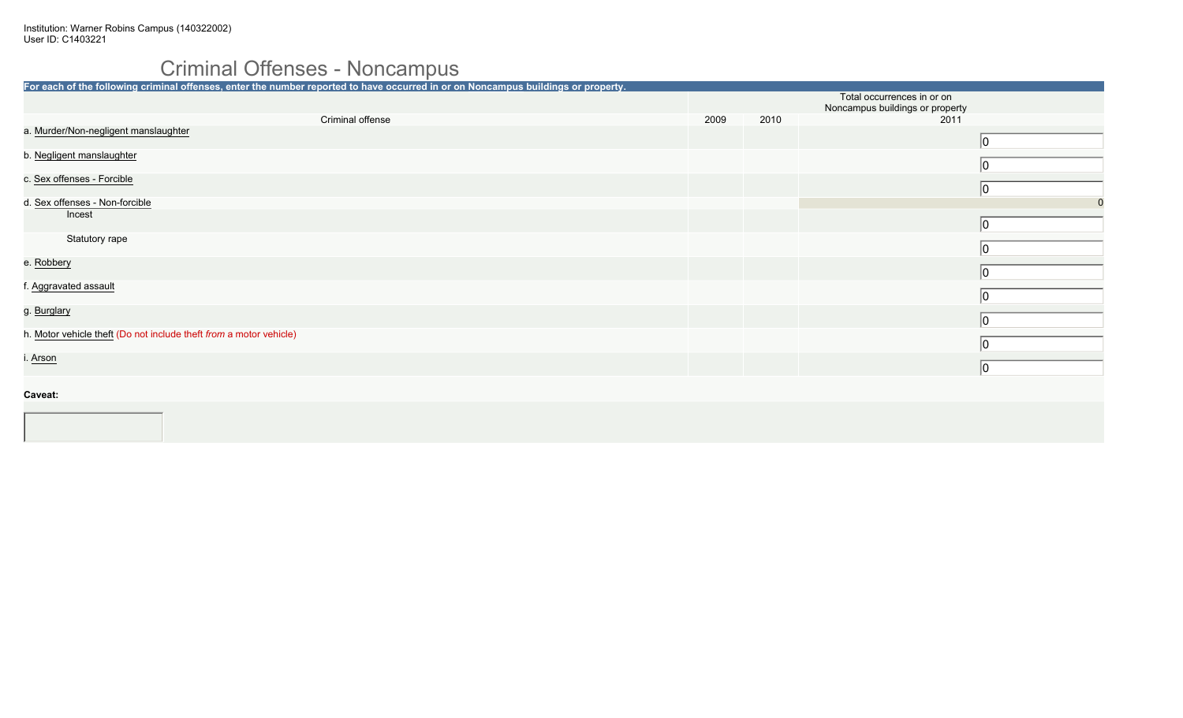Institution: Warner Robins Campus (140322002)
User ID: C1403221

# Criminal Offenses - Noncampus

**For each of the following criminal offenses, enter the number reported to have occurred in or on Noncampus buildings or property.**

| Criminal offense | 2009 | 2010 | Total occurrences in or on Noncampus buildings or property 2011 |
|---|---|---|---|
| a. Murder/Non-negligent manslaughter | | | 0 |
| b. Negligent manslaughter | | | 0 |
| c. Sex offenses - Forcible | | | 0 |
| d. Sex offenses - Non-forcible | | | 0 |
| Incest | | | 0 |
| Statutory rape | | | 0 |
| e. Robbery | | | 0 |
| f. Aggravated assault | | | 0 |
| g. Burglary | | | 0 |
| h. Motor vehicle theft (Do not include theft *from* a motor vehicle) | | | 0 |
| i. Arson | | | 0 |

**Caveat:**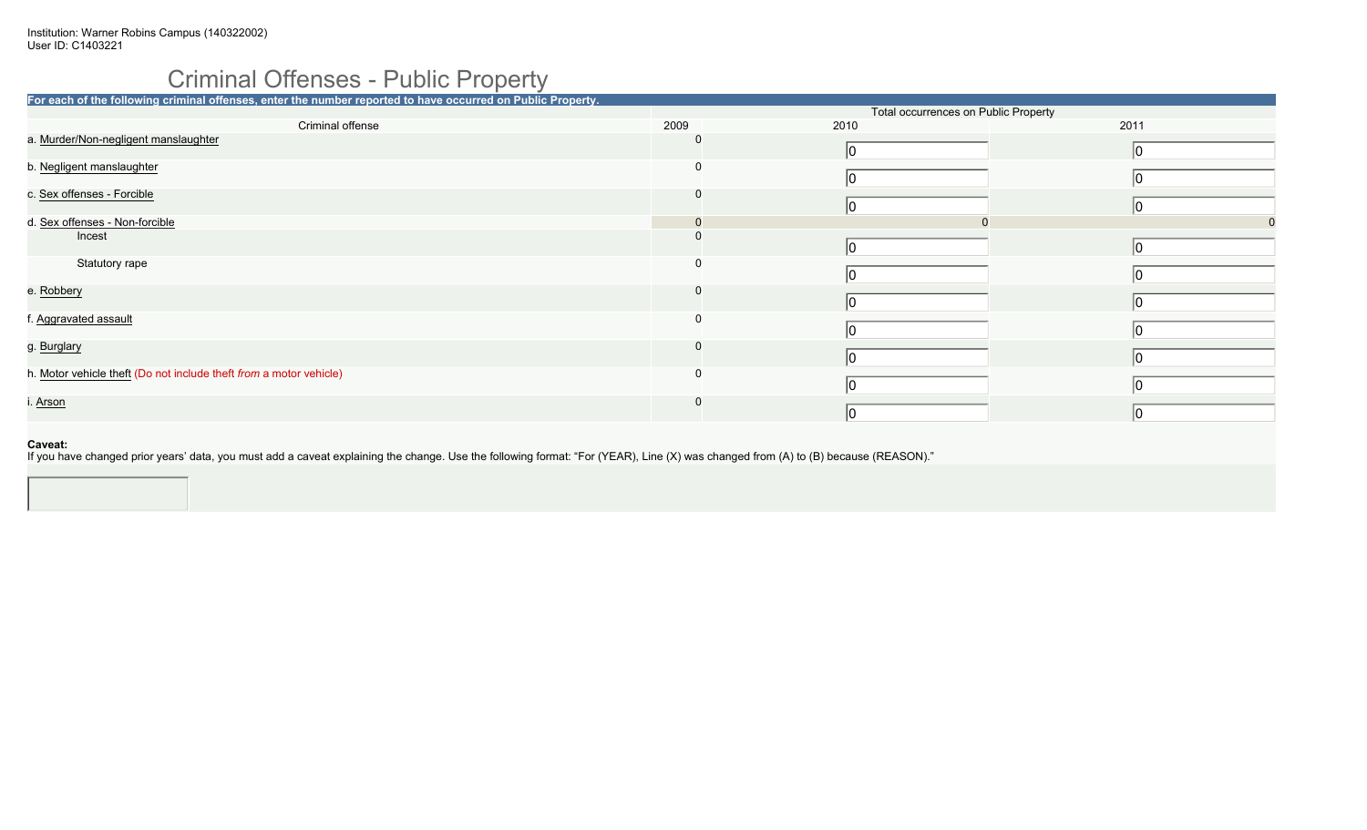Institution: Warner Robins Campus (140322002)
User ID: C1403221

# Criminal Offenses - Public Property

**For each of the following criminal offenses, enter the number reported to have occurred on Public Property.**

| Criminal offense | Total occurrences on Public Property | | |
|---|---|---|---|
| | 2009 | 2010 | 2011 |
| a. Murder/Non-negligent manslaughter | 0 | 0 | 0 |
| b. Negligent manslaughter | 0 | 0 | 0 |
| c. Sex offenses - Forcible | 0 | 0 | 0 |
| d. Sex offenses - Non-forcible | 0 | 0 | 0 |
| Incest | 0 | 0 | 0 |
| Statutory rape | 0 | 0 | 0 |
| e. Robbery | 0 | 0 | 0 |
| f. Aggravated assault | 0 | 0 | 0 |
| g. Burglary | 0 | 0 | 0 |
| h. Motor vehicle theft (Do not include theft *from* a motor vehicle) | 0 | 0 | 0 |
| i. Arson | 0 | 0 | 0 |

**Caveat:**
If you have changed prior years' data, you must add a caveat explaining the change. Use the following format: "For (YEAR), Line (X) was changed from (A) to (B) because (REASON)."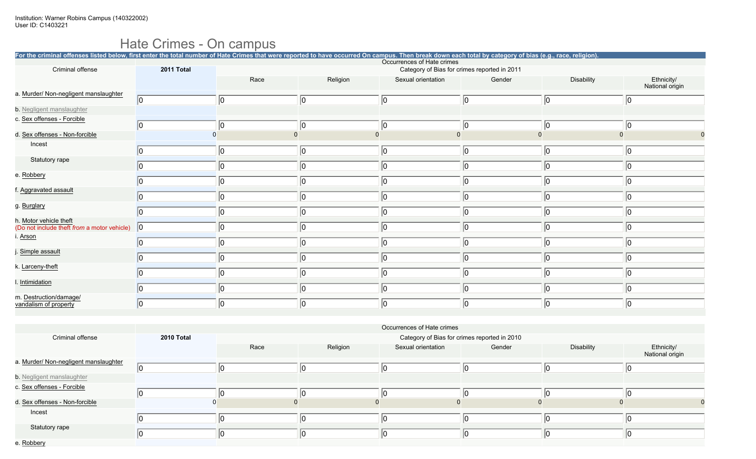Institution: Warner Robins Campus (140322002)
User ID: C1403221

# Hate Crimes - On campus

**For the criminal offenses listed below, first enter the total number of Hate Crimes that were reported to have occurred On campus. Then break down each total by category of bias (e.g., race, religion).**

| Criminal offense | 2011 Total | Occurrences of Hate crimes — Category of Bias for crimes reported in 2011 | | | | | |
|---|---|---|---|---|---|---|---|
| | | Race | Religion | Sexual orientation | Gender | Disability | Ethnicity/ National origin |
| a. Murder/ Non-negligent manslaughter | 0 | 0 | 0 | 0 | 0 | 0 | 0 |
| b. Negligent manslaughter | | | | | | | |
| c. Sex offenses - Forcible | 0 | 0 | 0 | 0 | 0 | 0 | 0 |
| d. Sex offenses - Non-forcible | 0 | 0 | 0 | 0 | 0 | 0 | 0 |
| Incest | 0 | 0 | 0 | 0 | 0 | 0 | 0 |
| Statutory rape | 0 | 0 | 0 | 0 | 0 | 0 | 0 |
| e. Robbery | 0 | 0 | 0 | 0 | 0 | 0 | 0 |
| f. Aggravated assault | 0 | 0 | 0 | 0 | 0 | 0 | 0 |
| g. Burglary | 0 | 0 | 0 | 0 | 0 | 0 | 0 |
| h. Motor vehicle theft (Do not include theft *from* a motor vehicle) | 0 | 0 | 0 | 0 | 0 | 0 | 0 |
| i. Arson | 0 | 0 | 0 | 0 | 0 | 0 | 0 |
| j. Simple assault | 0 | 0 | 0 | 0 | 0 | 0 | 0 |
| k. Larceny-theft | 0 | 0 | 0 | 0 | 0 | 0 | 0 |
| l. Intimidation | 0 | 0 | 0 | 0 | 0 | 0 | 0 |
| m. Destruction/damage/ vandalism of property | 0 | 0 | 0 | 0 | 0 | 0 | 0 |

| Criminal offense | 2010 Total | Occurrences of Hate crimes — Category of Bias for crimes reported in 2010 | | | | | |
|---|---|---|---|---|---|---|---|
| | | Race | Religion | Sexual orientation | Gender | Disability | Ethnicity/ National origin |
| a. Murder/ Non-negligent manslaughter | 0 | 0 | 0 | 0 | 0 | 0 | 0 |
| b. Negligent manslaughter | | | | | | | |
| c. Sex offenses - Forcible | 0 | 0 | 0 | 0 | 0 | 0 | 0 |
| d. Sex offenses - Non-forcible | 0 | 0 | 0 | 0 | 0 | 0 | 0 |
| Incest | 0 | 0 | 0 | 0 | 0 | 0 | 0 |
| Statutory rape | 0 | 0 | 0 | 0 | 0 | 0 | 0 |
| e. Robbery | | | | | | | |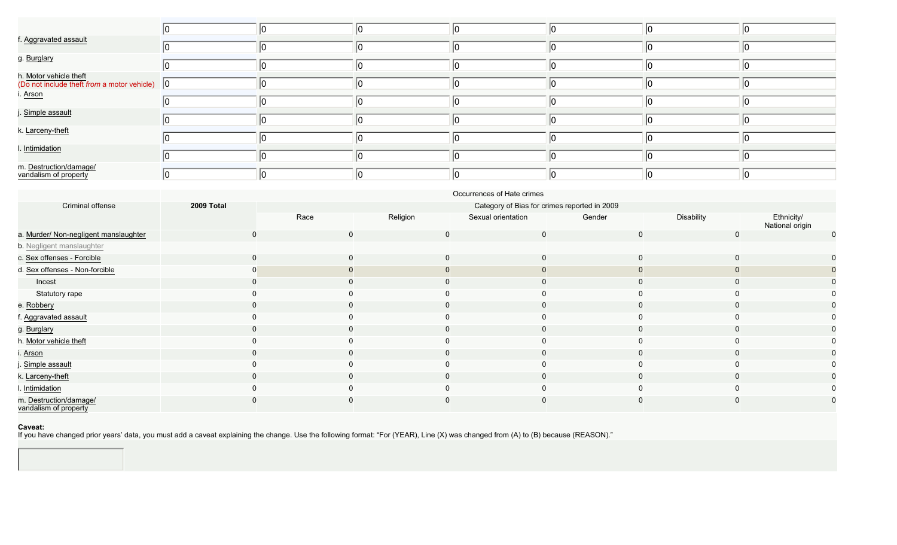| | | | | | | | |
|---|---|---|---|---|---|---|---|
| | 0 | 0 | 0 | 0 | 0 | 0 | 0 |
| f. Aggravated assault | 0 | 0 | 0 | 0 | 0 | 0 | 0 |
| g. Burglary | 0 | 0 | 0 | 0 | 0 | 0 | 0 |
| h. Motor vehicle theft (Do not include theft *from* a motor vehicle) | 0 | 0 | 0 | 0 | 0 | 0 | 0 |
| i. Arson | 0 | 0 | 0 | 0 | 0 | 0 | 0 |
| j. Simple assault | 0 | 0 | 0 | 0 | 0 | 0 | 0 |
| k. Larceny-theft | 0 | 0 | 0 | 0 | 0 | 0 | 0 |
| l. Intimidation | 0 | 0 | 0 | 0 | 0 | 0 | 0 |
| m. Destruction/damage/ vandalism of property | 0 | 0 | 0 | 0 | 0 | 0 | 0 |

| Criminal offense | 2009 Total | Occurrences of Hate crimes | | | | | |
|---|---|---|---|---|---|---|---|
| | | Category of Bias for crimes reported in 2009 | | | | | |
| | | Race | Religion | Sexual orientation | Gender | Disability | Ethnicity/ National origin |
| a. Murder/ Non-negligent manslaughter | 0 | 0 | 0 | 0 | 0 | 0 | 0 |
| b. Negligent manslaughter | | | | | | | |
| c. Sex offenses - Forcible | 0 | 0 | 0 | 0 | 0 | 0 | 0 |
| d. Sex offenses - Non-forcible | 0 | 0 | 0 | 0 | 0 | 0 | 0 |
| Incest | 0 | 0 | 0 | 0 | 0 | 0 | 0 |
| Statutory rape | 0 | 0 | 0 | 0 | 0 | 0 | 0 |
| e. Robbery | 0 | 0 | 0 | 0 | 0 | 0 | 0 |
| f. Aggravated assault | 0 | 0 | 0 | 0 | 0 | 0 | 0 |
| g. Burglary | 0 | 0 | 0 | 0 | 0 | 0 | 0 |
| h. Motor vehicle theft | 0 | 0 | 0 | 0 | 0 | 0 | 0 |
| i. Arson | 0 | 0 | 0 | 0 | 0 | 0 | 0 |
| j. Simple assault | 0 | 0 | 0 | 0 | 0 | 0 | 0 |
| k. Larceny-theft | 0 | 0 | 0 | 0 | 0 | 0 | 0 |
| l. Intimidation | 0 | 0 | 0 | 0 | 0 | 0 | 0 |
| m. Destruction/damage/ vandalism of property | 0 | 0 | 0 | 0 | 0 | 0 | 0 |

**Caveat:**
If you have changed prior years' data, you must add a caveat explaining the change. Use the following format: "For (YEAR), Line (X) was changed from (A) to (B) because (REASON)."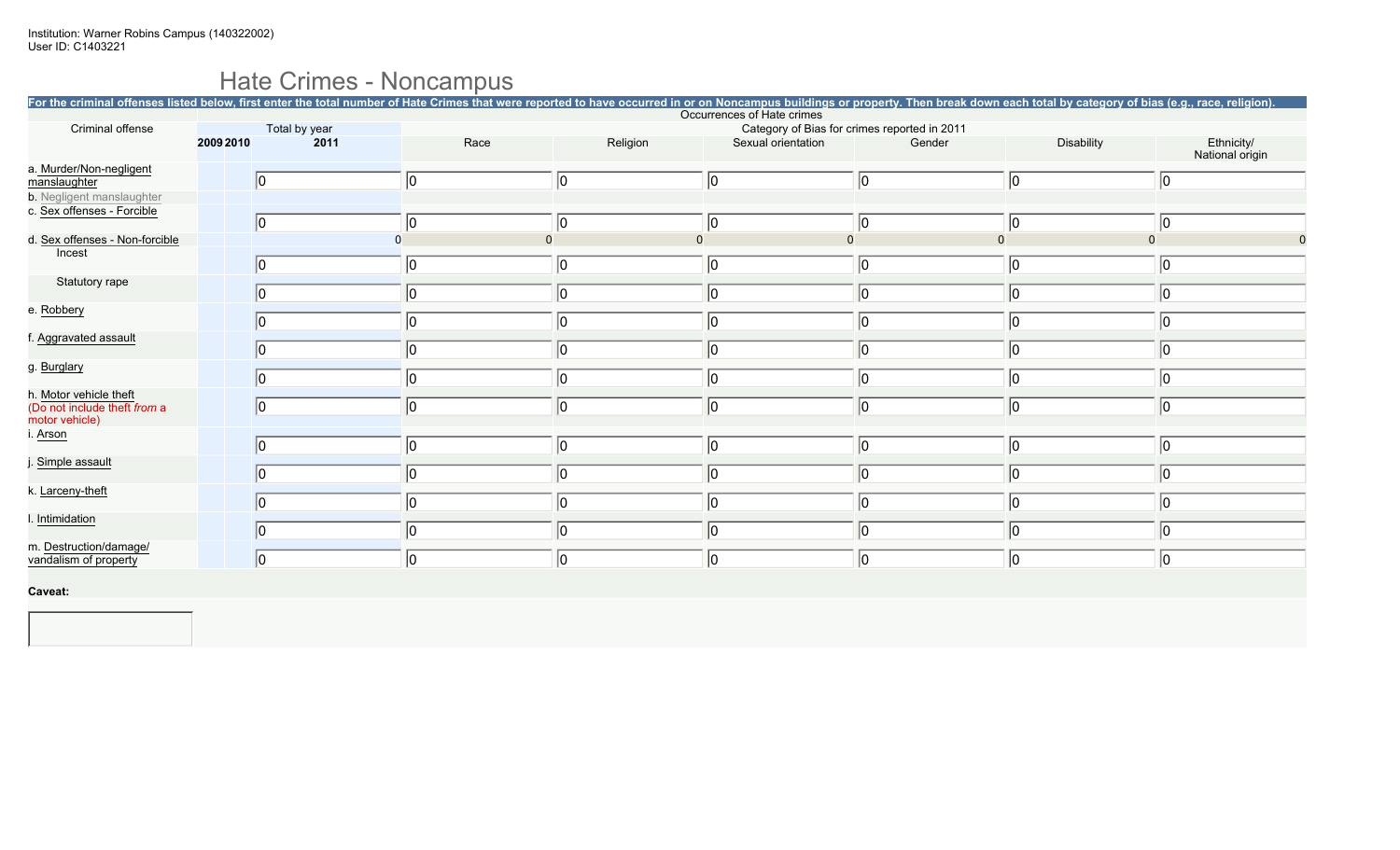Institution: Warner Robins Campus (140322002)
User ID: C1403221

# Hate Crimes - Noncampus

**For the criminal offenses listed below, first enter the total number of Hate Crimes that were reported to have occurred in or on Noncampus buildings or property. Then break down each total by category of bias (e.g., race, religion).**

| Criminal offense | Total by year | | | Occurrences of Hate crimes — Category of Bias for crimes reported in 2011 | | | | | |
|---|---|---|---|---|---|---|---|---|---|
| | 2009 | 2010 | 2011 | Race | Religion | Sexual orientation | Gender | Disability | Ethnicity/ National origin |
| a. Murder/Non-negligent manslaughter | | | 0 | 0 | 0 | 0 | 0 | 0 | 0 |
| b. Negligent manslaughter | | | | | | | | | |
| c. Sex offenses - Forcible | | | 0 | 0 | 0 | 0 | 0 | 0 | 0 |
| d. Sex offenses - Non-forcible | | | 0 | 0 | 0 | 0 | 0 | 0 | 0 |
| Incest | | | 0 | 0 | 0 | 0 | 0 | 0 | 0 |
| Statutory rape | | | 0 | 0 | 0 | 0 | 0 | 0 | 0 |
| e. Robbery | | | 0 | 0 | 0 | 0 | 0 | 0 | 0 |
| f. Aggravated assault | | | 0 | 0 | 0 | 0 | 0 | 0 | 0 |
| g. Burglary | | | 0 | 0 | 0 | 0 | 0 | 0 | 0 |
| h. Motor vehicle theft (Do not include theft *from* a motor vehicle) | | | 0 | 0 | 0 | 0 | 0 | 0 | 0 |
| i. Arson | | | 0 | 0 | 0 | 0 | 0 | 0 | 0 |
| j. Simple assault | | | 0 | 0 | 0 | 0 | 0 | 0 | 0 |
| k. Larceny-theft | | | 0 | 0 | 0 | 0 | 0 | 0 | 0 |
| l. Intimidation | | | 0 | 0 | 0 | 0 | 0 | 0 | 0 |
| m. Destruction/damage/ vandalism of property | | | 0 | 0 | 0 | 0 | 0 | 0 | 0 |

**Caveat:**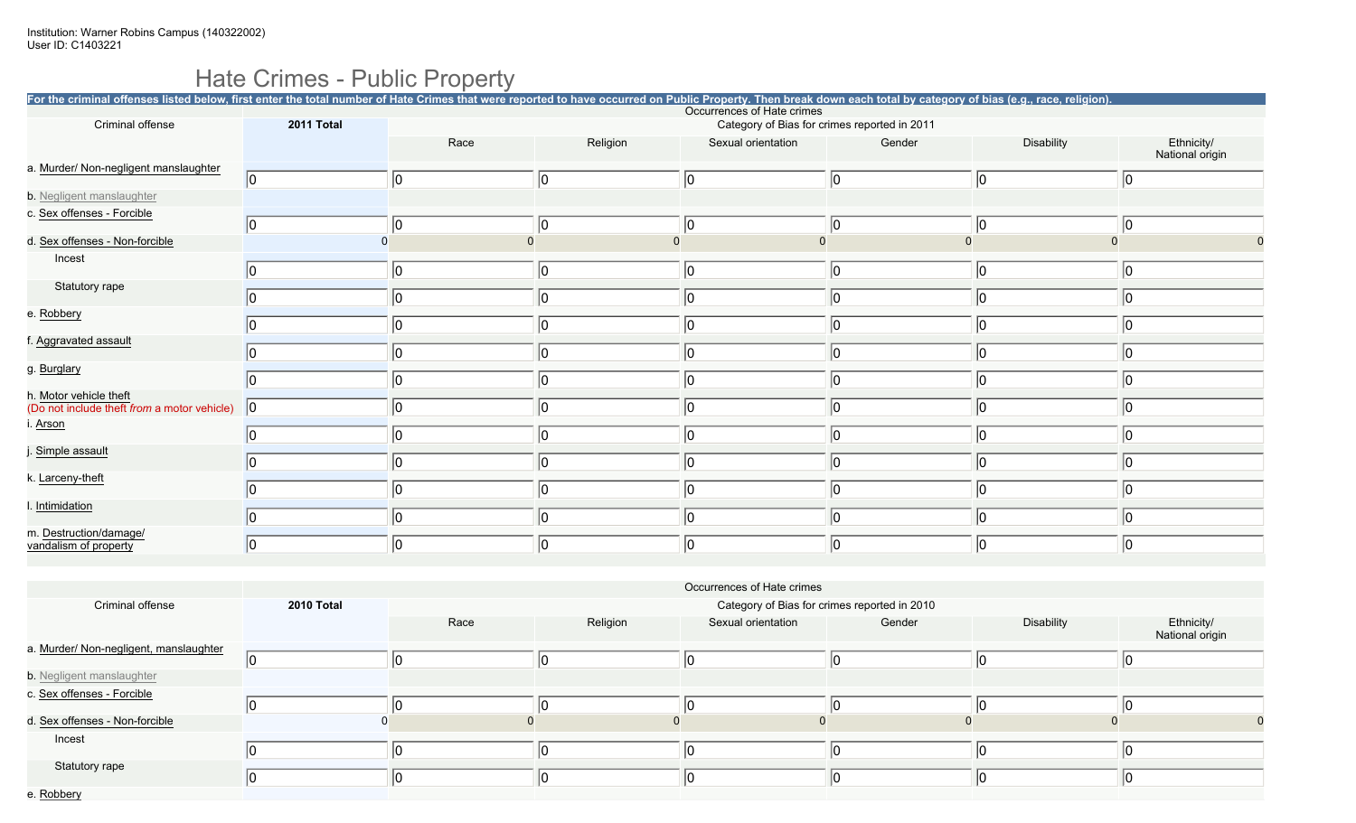Institution: Warner Robins Campus (140322002)
User ID: C1403221

# Hate Crimes - Public Property

**For the criminal offenses listed below, first enter the total number of Hate Crimes that were reported to have occurred on Public Property. Then break down each total by category of bias (e.g., race, religion).**

| Criminal offense | 2011 Total | Occurrences of Hate crimes | | | | | |
|---|---|---|---|---|---|---|---|
| | | Category of Bias for crimes reported in 2011 | | | | | |
| | | Race | Religion | Sexual orientation | Gender | Disability | Ethnicity/ National origin |
| a. Murder/ Non-negligent manslaughter | 0 | 0 | 0 | 0 | 0 | 0 | 0 |
| b. Negligent manslaughter | | | | | | | |
| c. Sex offenses - Forcible | 0 | 0 | 0 | 0 | 0 | 0 | 0 |
| d. Sex offenses - Non-forcible | 0 | 0 | 0 | 0 | 0 | 0 | 0 |
| Incest | 0 | 0 | 0 | 0 | 0 | 0 | 0 |
| Statutory rape | 0 | 0 | 0 | 0 | 0 | 0 | 0 |
| e. Robbery | 0 | 0 | 0 | 0 | 0 | 0 | 0 |
| f. Aggravated assault | 0 | 0 | 0 | 0 | 0 | 0 | 0 |
| g. Burglary | 0 | 0 | 0 | 0 | 0 | 0 | 0 |
| h. Motor vehicle theft (Do not include theft *from* a motor vehicle) | 0 | 0 | 0 | 0 | 0 | 0 | 0 |
| i. Arson | 0 | 0 | 0 | 0 | 0 | 0 | 0 |
| j. Simple assault | 0 | 0 | 0 | 0 | 0 | 0 | 0 |
| k. Larceny-theft | 0 | 0 | 0 | 0 | 0 | 0 | 0 |
| l. Intimidation | 0 | 0 | 0 | 0 | 0 | 0 | 0 |
| m. Destruction/damage/ vandalism of property | 0 | 0 | 0 | 0 | 0 | 0 | 0 |

| Criminal offense | 2010 Total | Occurrences of Hate crimes | | | | | |
|---|---|---|---|---|---|---|---|
| | | Category of Bias for crimes reported in 2010 | | | | | |
| | | Race | Religion | Sexual orientation | Gender | Disability | Ethnicity/ National origin |
| a. Murder/ Non-negligent, manslaughter | 0 | 0 | 0 | 0 | 0 | 0 | 0 |
| b. Negligent manslaughter | | | | | | | |
| c. Sex offenses - Forcible | 0 | 0 | 0 | 0 | 0 | 0 | 0 |
| d. Sex offenses - Non-forcible | 0 | 0 | 0 | 0 | 0 | 0 | 0 |
| Incest | 0 | 0 | 0 | 0 | 0 | 0 | 0 |
| Statutory rape | 0 | 0 | 0 | 0 | 0 | 0 | 0 |
| e. Robbery | | | | | | | |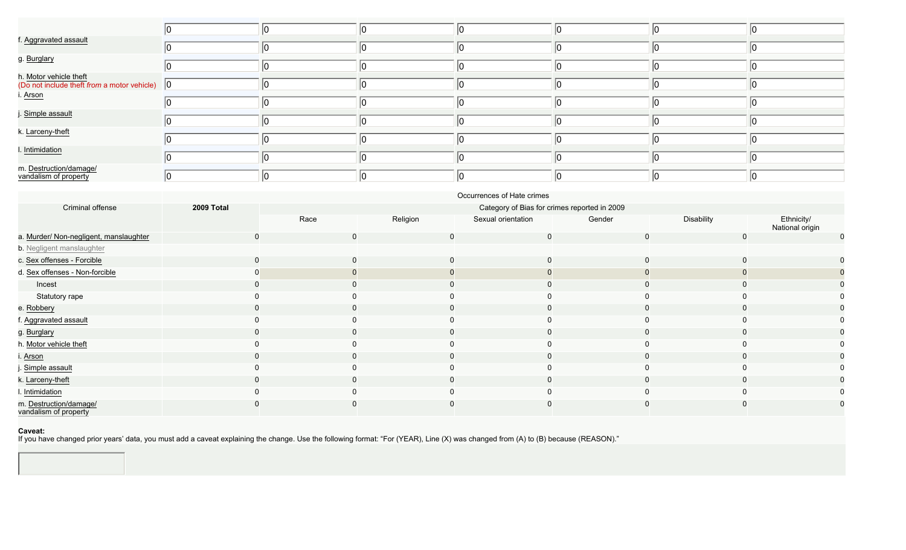| | | | | | | | |
|---|---|---|---|---|---|---|---|
| | 0 | 0 | 0 | 0 | 0 | 0 | 0 |
| f. Aggravated assault | 0 | 0 | 0 | 0 | 0 | 0 | 0 |
| g. Burglary | 0 | 0 | 0 | 0 | 0 | 0 | 0 |
| h. Motor vehicle theft (Do not include theft *from* a motor vehicle) | 0 | 0 | 0 | 0 | 0 | 0 | 0 |
| i. Arson | 0 | 0 | 0 | 0 | 0 | 0 | 0 |
| j. Simple assault | 0 | 0 | 0 | 0 | 0 | 0 | 0 |
| k. Larceny-theft | 0 | 0 | 0 | 0 | 0 | 0 | 0 |
| l. Intimidation | 0 | 0 | 0 | 0 | 0 | 0 | 0 |
| m. Destruction/damage/ vandalism of property | 0 | 0 | 0 | 0 | 0 | 0 | 0 |

| Criminal offense | 2009 Total | Occurrences of Hate crimes | | | | | |
|---|---|---|---|---|---|---|---|
| | | Category of Bias for crimes reported in 2009 | | | | | |
| | | Race | Religion | Sexual orientation | Gender | Disability | Ethnicity/ National origin |
| a. Murder/ Non-negligent, manslaughter | 0 | 0 | 0 | 0 | 0 | 0 | 0 |
| b. Negligent manslaughter | | | | | | | |
| c. Sex offenses - Forcible | 0 | 0 | 0 | 0 | 0 | 0 | 0 |
| d. Sex offenses - Non-forcible | 0 | 0 | 0 | 0 | 0 | 0 | 0 |
| Incest | 0 | 0 | 0 | 0 | 0 | 0 | 0 |
| Statutory rape | 0 | 0 | 0 | 0 | 0 | 0 | 0 |
| e. Robbery | 0 | 0 | 0 | 0 | 0 | 0 | 0 |
| f. Aggravated assault | 0 | 0 | 0 | 0 | 0 | 0 | 0 |
| g. Burglary | 0 | 0 | 0 | 0 | 0 | 0 | 0 |
| h. Motor vehicle theft | 0 | 0 | 0 | 0 | 0 | 0 | 0 |
| i. Arson | 0 | 0 | 0 | 0 | 0 | 0 | 0 |
| j. Simple assault | 0 | 0 | 0 | 0 | 0 | 0 | 0 |
| k. Larceny-theft | 0 | 0 | 0 | 0 | 0 | 0 | 0 |
| l. Intimidation | 0 | 0 | 0 | 0 | 0 | 0 | 0 |
| m. Destruction/damage/ vandalism of property | 0 | 0 | 0 | 0 | 0 | 0 | 0 |

**Caveat:**
If you have changed prior years' data, you must add a caveat explaining the change. Use the following format: "For (YEAR), Line (X) was changed from (A) to (B) because (REASON)."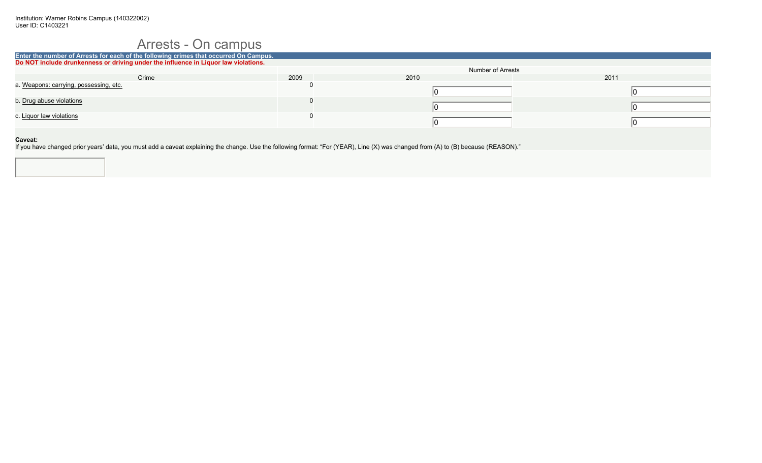Institution: Warner Robins Campus (140322002)
User ID: C1403221

# Arrests - On campus

**Enter the number of Arrests for each of the following crimes that occurred On Campus.**
**Do NOT include drunkenness or driving under the influence in Liquor law violations.**

| Crime | Number of Arrests | | |
|---|---|---|---|
| | 2009 | 2010 | 2011 |
| a. Weapons: carrying, possessing, etc. | 0 | 0 | 0 |
| b. Drug abuse violations | 0 | 0 | 0 |
| c. Liquor law violations | 0 | 0 | 0 |

**Caveat:**
If you have changed prior years' data, you must add a caveat explaining the change. Use the following format: "For (YEAR), Line (X) was changed from (A) to (B) because (REASON)."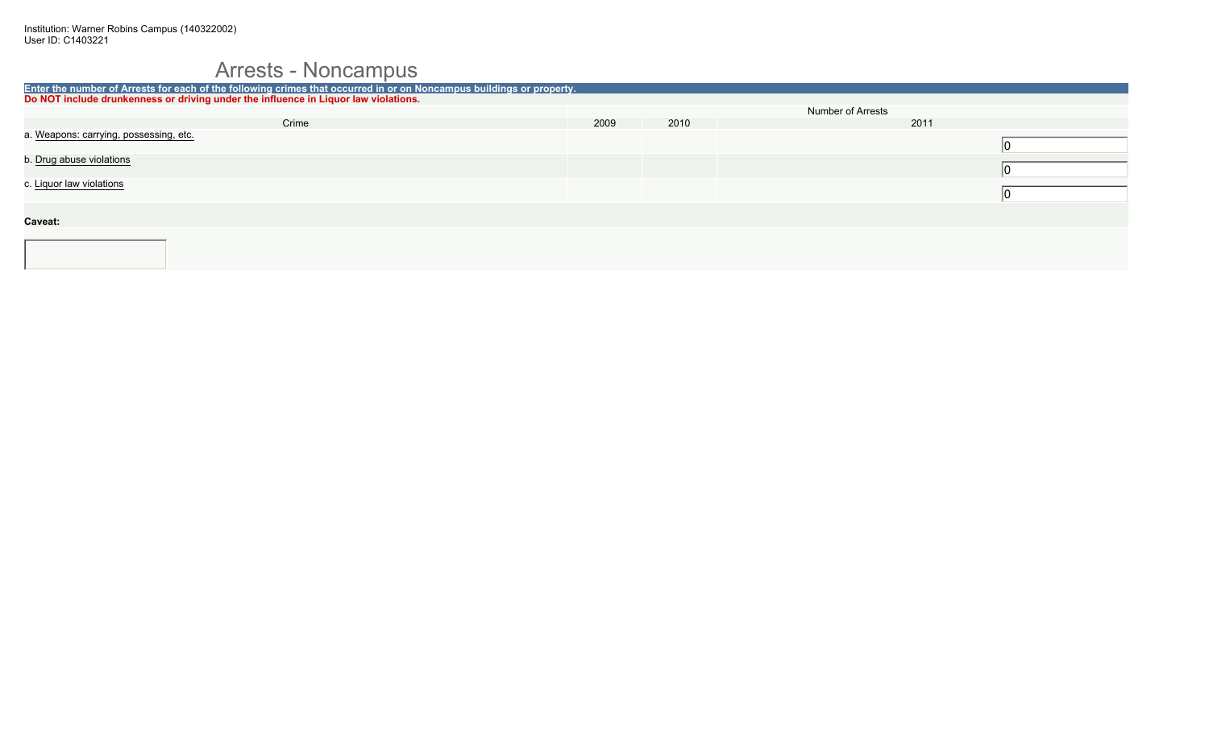Institution: Warner Robins Campus (140322002)
User ID: C1403221

# Arrests - Noncampus

**Enter the number of Arrests for each of the following crimes that occurred in or on Noncampus buildings or property.**

**Do NOT include drunkenness or driving under the influence in Liquor law violations.**

| Crime | Number of Arrests | | |
|---|---|---|---|
| | 2009 | 2010 | 2011 |
| a. Weapons: carrying, possessing, etc. | | | 0 |
| b. Drug abuse violations | | | 0 |
| c. Liquor law violations | | | 0 |

**Caveat:**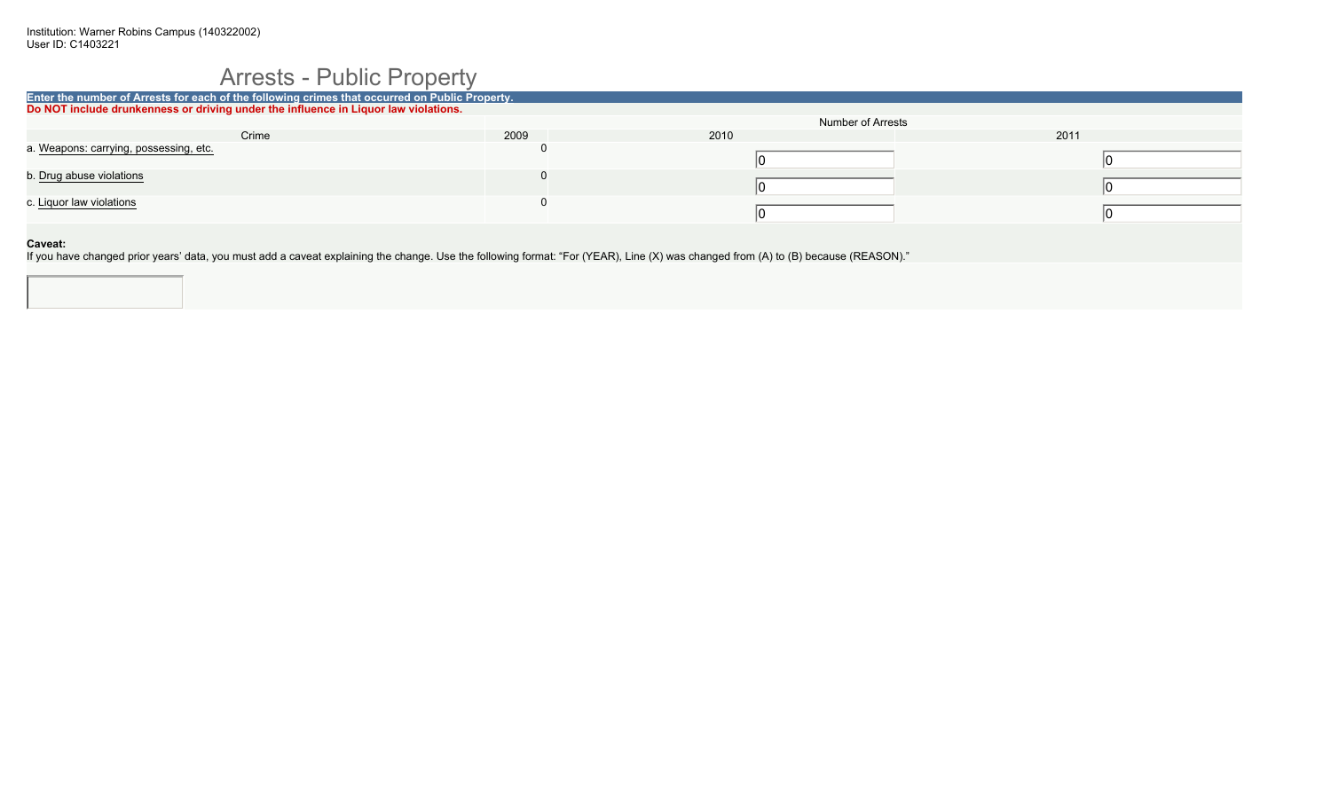Institution: Warner Robins Campus (140322002)
User ID: C1403221

# Arrests - Public Property

**Enter the number of Arrests for each of the following crimes that occurred on Public Property.**
**Do NOT include drunkenness or driving under the influence in Liquor law violations.**

| Crime | Number of Arrests | | |
|---|---|---|---|
| | 2009 | 2010 | 2011 |
| a. Weapons: carrying, possessing, etc. | 0 | 0 | 0 |
| b. Drug abuse violations | 0 | 0 | 0 |
| c. Liquor law violations | 0 | 0 | 0 |

**Caveat:**
If you have changed prior years' data, you must add a caveat explaining the change. Use the following format: "For (YEAR), Line (X) was changed from (A) to (B) because (REASON)."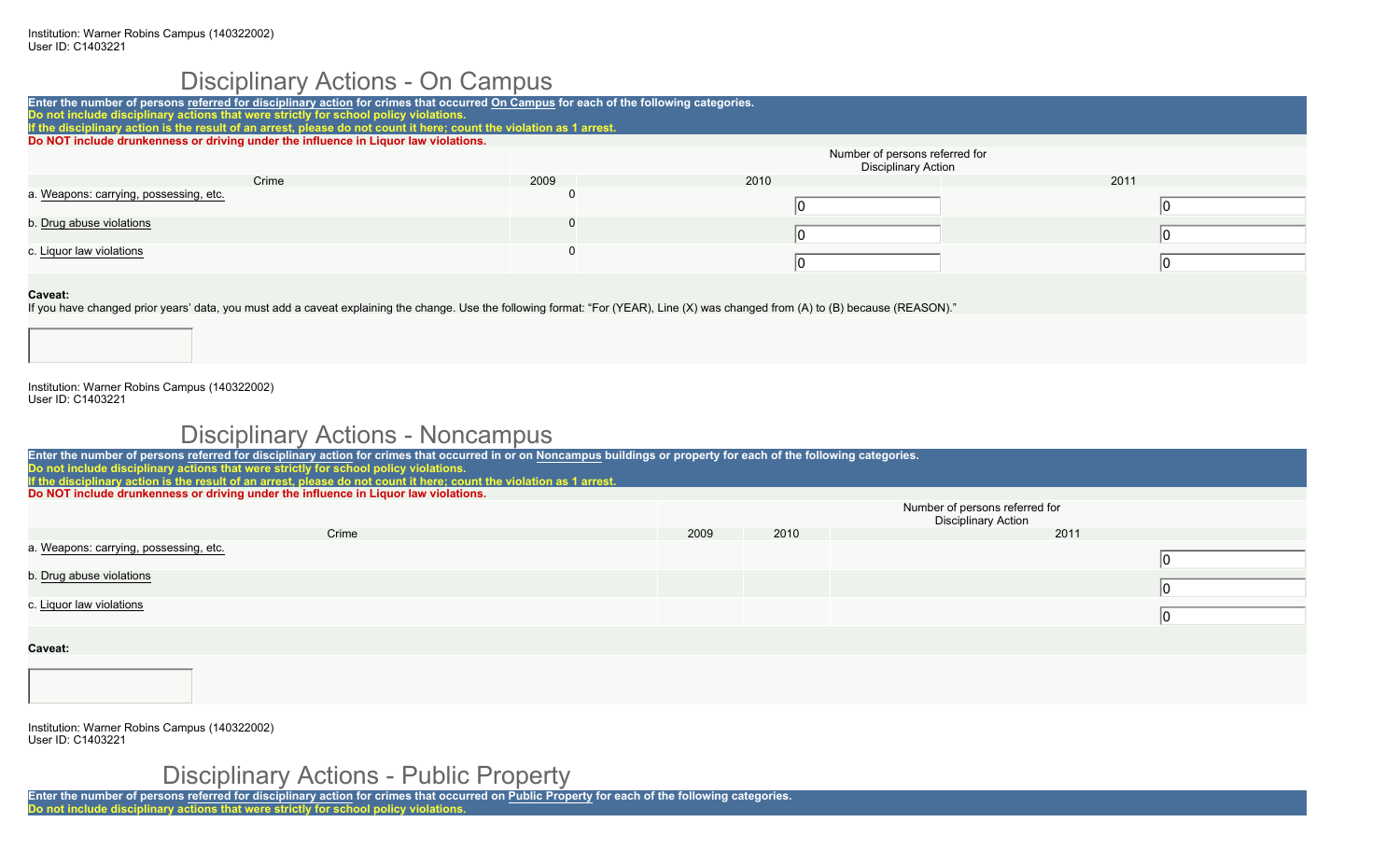Institution: Warner Robins Campus (140322002)
User ID: C1403221

## Disciplinary Actions - On Campus

**Enter the number of persons referred for disciplinary action for crimes that occurred On Campus for each of the following categories.**
**Do not include disciplinary actions that were strictly for school policy violations.**
**If the disciplinary action is the result of an arrest, please do not count it here: count the violation as 1 arrest.**
**Do NOT include drunkenness or driving under the influence in Liquor law violations.**

| Crime | Number of persons referred for Disciplinary Action | | |
|---|---|---|---|
| | 2009 | 2010 | 2011 |
| a. Weapons: carrying, possessing, etc. | 0 | 0 | 0 |
| b. Drug abuse violations | 0 | 0 | 0 |
| c. Liquor law violations | 0 | 0 | 0 |

**Caveat:**
If you have changed prior years' data, you must add a caveat explaining the change. Use the following format: "For (YEAR), Line (X) was changed from (A) to (B) because (REASON)."

Institution: Warner Robins Campus (140322002)
User ID: C1403221

## Disciplinary Actions - Noncampus

**Enter the number of persons referred for disciplinary action for crimes that occurred in or on Noncampus buildings or property for each of the following categories.**
**Do not include disciplinary actions that were strictly for school policy violations.**
**If the disciplinary action is the result of an arrest, please do not count it here: count the violation as 1 arrest.**
**Do NOT include drunkenness or driving under the influence in Liquor law violations.**

| Crime | Number of persons referred for Disciplinary Action | | |
|---|---|---|---|
| | 2009 | 2010 | 2011 |
| a. Weapons: carrying, possessing, etc. | | | 0 |
| b. Drug abuse violations | | | 0 |
| c. Liquor law violations | | | 0 |

**Caveat:**

Institution: Warner Robins Campus (140322002)
User ID: C1403221

## Disciplinary Actions - Public Property

**Enter the number of persons referred for disciplinary action for crimes that occurred on Public Property for each of the following categories.**
**Do not include disciplinary actions that were strictly for school policy violations.**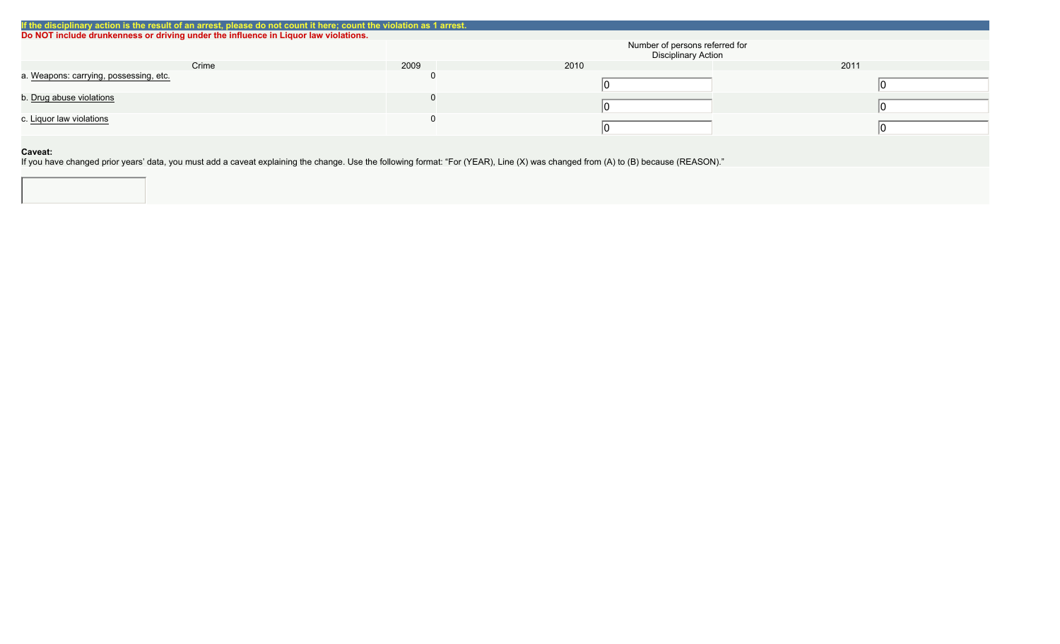**If the disciplinary action is the result of an arrest, please do not count it here; count the violation as 1 arrest.**

**Do NOT include drunkenness or driving under the influence in Liquor law violations.**

| Crime | Number of persons referred for Disciplinary Action | | |
|---|---|---|---|
| | 2009 | 2010 | 2011 |
| a. Weapons: carrying, possessing, etc. | 0 | 0 | 0 |
| b. Drug abuse violations | 0 | 0 | 0 |
| c. Liquor law violations | 0 | 0 | 0 |

**Caveat:**

If you have changed prior years' data, you must add a caveat explaining the change. Use the following format: "For (YEAR), Line (X) was changed from (A) to (B) because (REASON)."